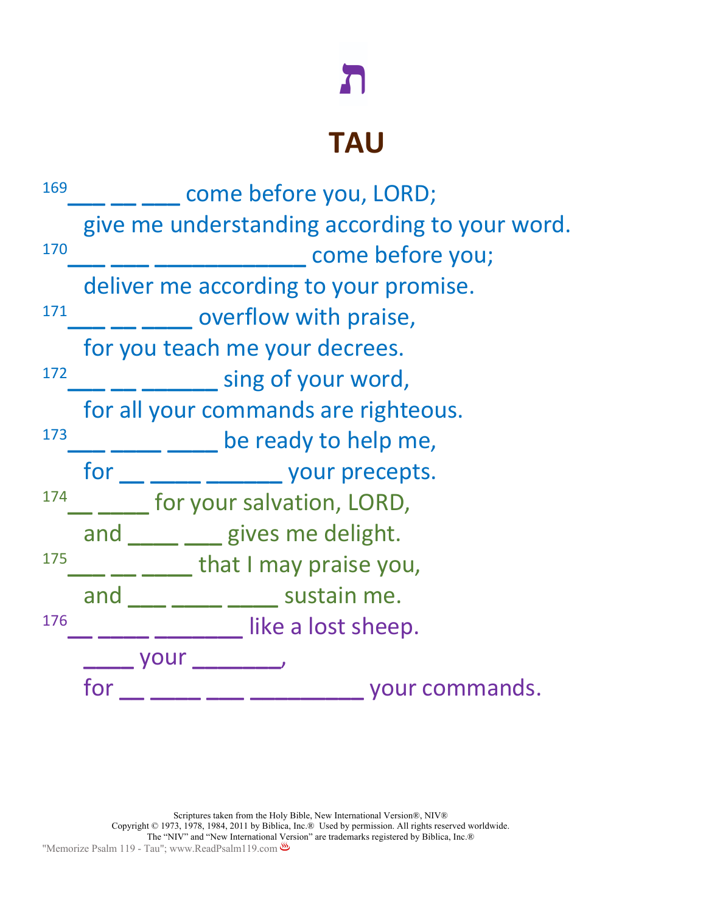# ת

## TAU

[169]___ __ ___ come before you, LORD;
give me understanding according to your word.
[170]___ ___ ____________ come before you;
deliver me according to your promise.
[171]___ __ ____ overflow with praise,
for you teach me your decrees.
[172]___ __ ______ sing of your word,
for all your commands are righteous.
[173]___ ____ ____ be ready to help me,
for __ ____ ______ your precepts.
[174]__ ____ for your salvation, LORD,
and ____ ___ gives me delight.
[175]___ __ ____ that I may praise you,
and ___ ____ ____ sustain me.
[176]__ ____ _______ like a lost sheep.
____ your _______,
for __ ____ ___ _________ your commands.

Scriptures taken from the Holy Bible, New International Version®, NIV®
Copyright © 1973, 1978, 1984, 2011 by Biblica, Inc.® Used by permission. All rights reserved worldwide.
The "NIV" and "New International Version" are trademarks registered by Biblica, Inc.®
"Memorize Psalm 119 - Tau"; www.ReadPsalm119.com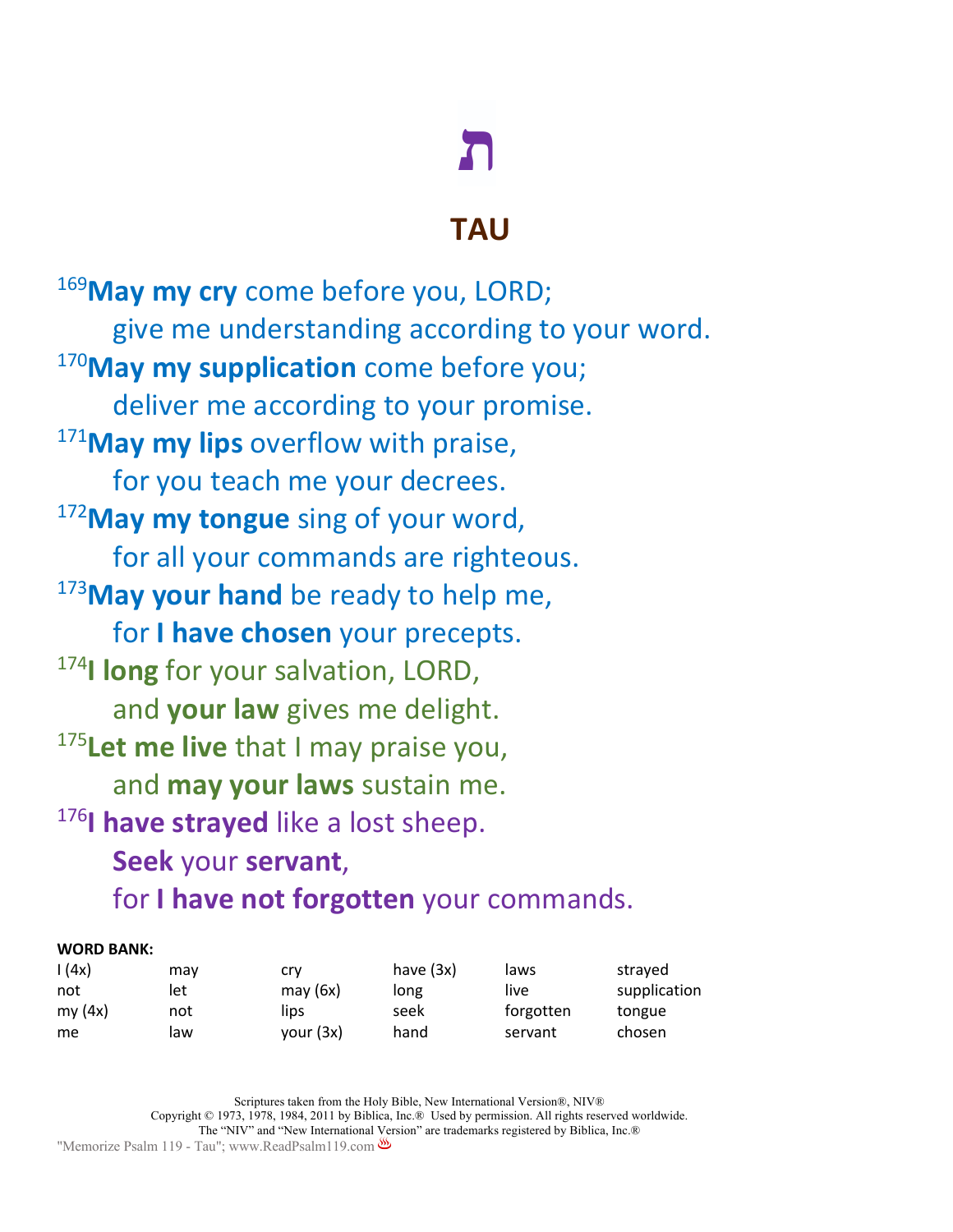# ת

## TAU

[169]**May my cry** come before you, LORD;
give me understanding according to your word.
[170]**May my supplication** come before you;
deliver me according to your promise.
[171]**May my lips** overflow with praise,
for you teach me your decrees.
[172]**May my tongue** sing of your word,
for all your commands are righteous.
[173]**May your hand** be ready to help me,
for **I have chosen** your precepts.
[174]**I long** for your salvation, LORD,
and **your law** gives me delight.
[175]**Let me live** that I may praise you,
and **may your laws** sustain me.
[176]**I have strayed** like a lost sheep.
**Seek** your **servant**,
for **I have not forgotten** your commands.

**WORD BANK:**

| | | | | | |
|---|---|---|---|---|---|
| I (4x) | may | cry | have (3x) | laws | strayed |
| not | let | may (6x) | long | live | supplication |
| my (4x) | not | lips | seek | forgotten | tongue |
| me | law | your (3x) | hand | servant | chosen |

Scriptures taken from the Holy Bible, New International Version®, NIV®
Copyright © 1973, 1978, 1984, 2011 by Biblica, Inc.® Used by permission. All rights reserved worldwide.
The "NIV" and "New International Version" are trademarks registered by Biblica, Inc.®
"Memorize Psalm 119 - Tau"; www.ReadPsalm119.com